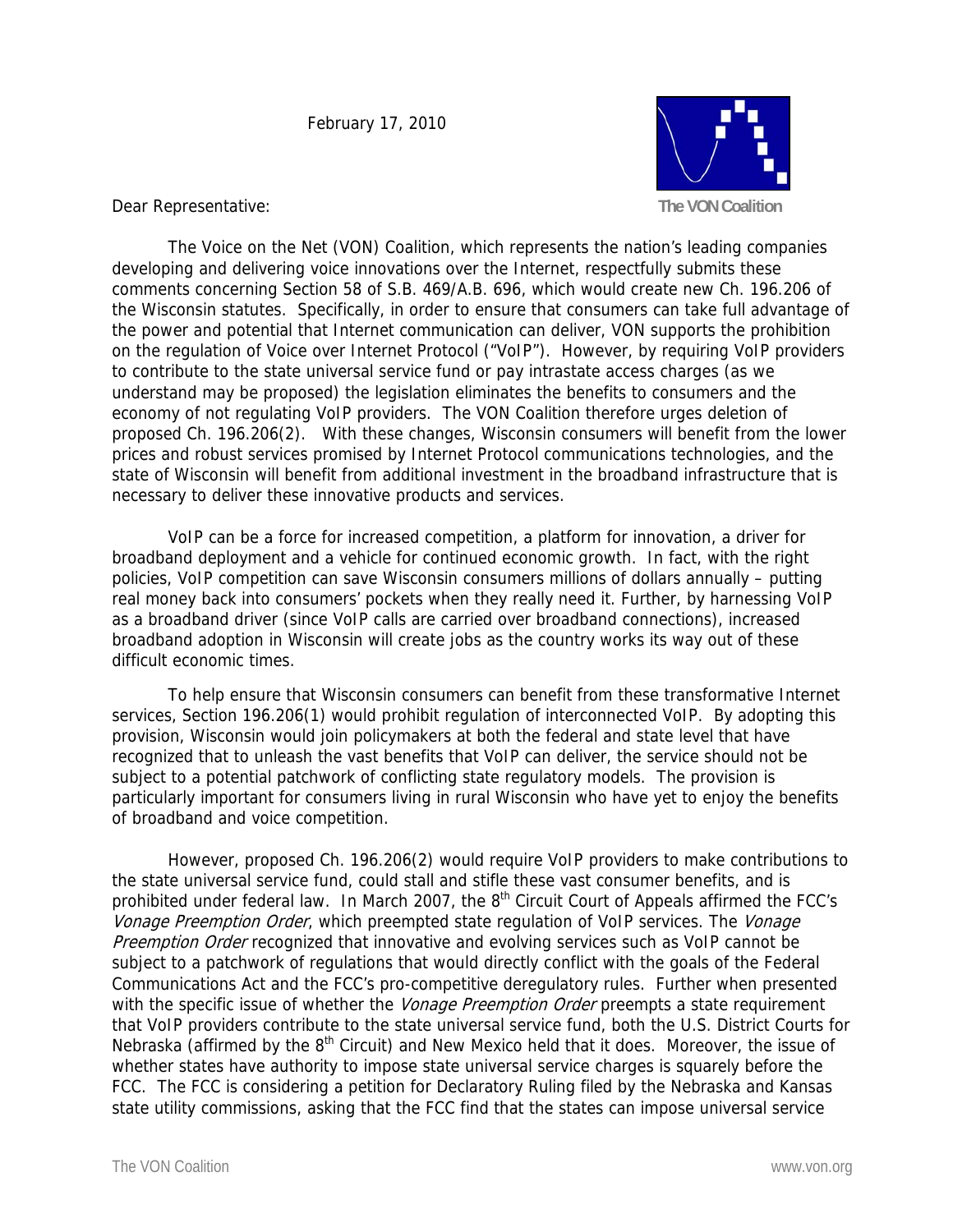February 17, 2010

The VON Coalition

Dear Representative:

The Voice on the Net (VON) Coalition, which represents the nation's leading companies developing and delivering voice innovations over the Internet, respectfully submits these comments concerning Section 58 of S.B. 469/A.B. 696, which would create new Ch. 196.206 of the Wisconsin statutes. Specifically, in order to ensure that consumers can take full advantage of the power and potential that Internet communication can deliver, VON supports the prohibition on the regulation of Voice over Internet Protocol ("VoIP"). However, by requiring VoIP providers to contribute to the state universal service fund or pay intrastate access charges (as we understand may be proposed) the legislation eliminates the benefits to consumers and the economy of not regulating VoIP providers. The VON Coalition therefore urges deletion of proposed Ch. 196.206(2). With these changes, Wisconsin consumers will benefit from the lower prices and robust services promised by Internet Protocol communications technologies, and the state of Wisconsin will benefit from additional investment in the broadband infrastructure that is necessary to deliver these innovative products and services.

VoIP can be a force for increased competition, a platform for innovation, a driver for broadband deployment and a vehicle for continued economic growth. In fact, with the right policies, VoIP competition can save Wisconsin consumers millions of dollars annually – putting real money back into consumers' pockets when they really need it. Further, by harnessing VoIP as a broadband driver (since VoIP calls are carried over broadband connections), increased broadband adoption in Wisconsin will create jobs as the country works its way out of these difficult economic times.

To help ensure that Wisconsin consumers can benefit from these transformative Internet services, Section 196.206(1) would prohibit regulation of interconnected VoIP. By adopting this provision, Wisconsin would join policymakers at both the federal and state level that have recognized that to unleash the vast benefits that VoIP can deliver, the service should not be subject to a potential patchwork of conflicting state regulatory models. The provision is particularly important for consumers living in rural Wisconsin who have yet to enjoy the benefits of broadband and voice competition.

However, proposed Ch. 196.206(2) would require VoIP providers to make contributions to the state universal service fund, could stall and stifle these vast consumer benefits, and is prohibited under federal law. In March 2007, the 8th Circuit Court of Appeals affirmed the FCC's *Vonage Preemption Order*, which preempted state regulation of VoIP services. The *Vonage Preemption Order* recognized that innovative and evolving services such as VoIP cannot be subject to a patchwork of regulations that would directly conflict with the goals of the Federal Communications Act and the FCC's pro-competitive deregulatory rules. Further when presented with the specific issue of whether the *Vonage Preemption Order* preempts a state requirement that VoIP providers contribute to the state universal service fund, both the U.S. District Courts for Nebraska (affirmed by the 8th Circuit) and New Mexico held that it does. Moreover, the issue of whether states have authority to impose state universal service charges is squarely before the FCC. The FCC is considering a petition for Declaratory Ruling filed by the Nebraska and Kansas state utility commissions, asking that the FCC find that the states can impose universal service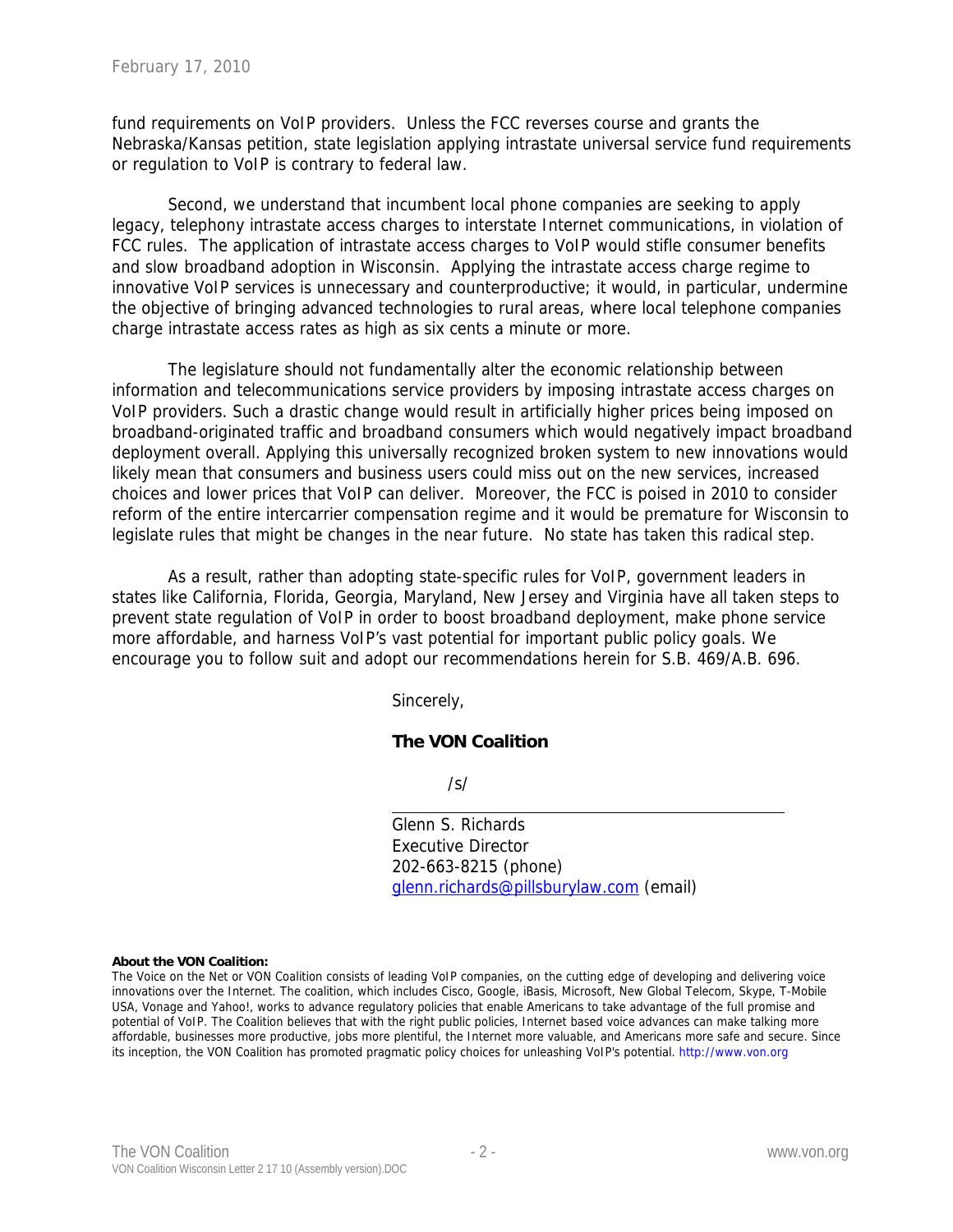fund requirements on VoIP providers. Unless the FCC reverses course and grants the Nebraska/Kansas petition, state legislation applying intrastate universal service fund requirements or regulation to VoIP is contrary to federal law.

Second, we understand that incumbent local phone companies are seeking to apply legacy, telephony intrastate access charges to interstate Internet communications, in violation of FCC rules. The application of intrastate access charges to VoIP would stifle consumer benefits and slow broadband adoption in Wisconsin. Applying the intrastate access charge regime to innovative VoIP services is unnecessary and counterproductive; it would, in particular, undermine the objective of bringing advanced technologies to rural areas, where local telephone companies charge intrastate access rates as high as six cents a minute or more.

The legislature should not fundamentally alter the economic relationship between information and telecommunications service providers by imposing intrastate access charges on VoIP providers. Such a drastic change would result in artificially higher prices being imposed on broadband-originated traffic and broadband consumers which would negatively impact broadband deployment overall. Applying this universally recognized broken system to new innovations would likely mean that consumers and business users could miss out on the new services, increased choices and lower prices that VoIP can deliver. Moreover, the FCC is poised in 2010 to consider reform of the entire intercarrier compensation regime and it would be premature for Wisconsin to legislate rules that might be changes in the near future. No state has taken this radical step.

As a result, rather than adopting state-specific rules for VoIP, government leaders in states like California, Florida, Georgia, Maryland, New Jersey and Virginia have all taken steps to prevent state regulation of VoIP in order to boost broadband deployment, make phone service more affordable, and harness VoIP's vast potential for important public policy goals. We encourage you to follow suit and adopt our recommendations herein for S.B. 469/A.B. 696.

Sincerely,

**The VON Coalition**

/s/

Glenn S. Richards
Executive Director
202-663-8215 (phone)
glenn.richards@pillsburylaw.com (email)

**About the VON Coalition:**
The Voice on the Net or VON Coalition consists of leading VoIP companies, on the cutting edge of developing and delivering voice innovations over the Internet. The coalition, which includes Cisco, Google, iBasis, Microsoft, New Global Telecom, Skype, T-Mobile USA, Vonage and Yahoo!, works to advance regulatory policies that enable Americans to take advantage of the full promise and potential of VoIP. The Coalition believes that with the right public policies, Internet based voice advances can make talking more affordable, businesses more productive, jobs more plentiful, the Internet more valuable, and Americans more safe and secure. Since its inception, the VON Coalition has promoted pragmatic policy choices for unleashing VoIP's potential. http://www.von.org